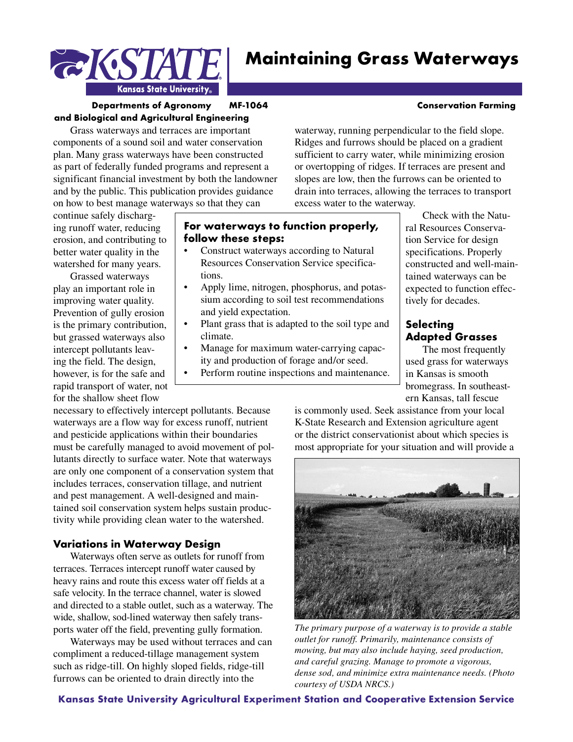# Maintaining Grass Waterways

**Departments of Agronomy and Biological and Agricultural Engineering** — **MF-1064** — **Conservation Farming**

Grass waterways and terraces are important components of a sound soil and water conservation plan. Many grass waterways have been constructed as part of federally funded programs and represent a significant financial investment by both the landowner and by the public. This publication provides guidance on how to best manage waterways so that they can continue safely discharging runoff water, reducing erosion, and contributing to better water quality in the watershed for many years.

Grassed waterways play an important role in improving water quality. Prevention of gully erosion is the primary contribution, but grassed waterways also intercept pollutants leaving the field. The design, however, is for the safe and rapid transport of water, not for the shallow sheet flow necessary to effectively intercept pollutants. Because waterways are a flow way for excess runoff, nutrient and pesticide applications within their boundaries must be carefully managed to avoid movement of pollutants directly to surface water. Note that waterways are only one component of a conservation system that includes terraces, conservation tillage, and nutrient and pest management. A well-designed and maintained soil conservation system helps sustain productivity while providing clean water to the watershed.

**For waterways to function properly, follow these steps:**

- Construct waterways according to Natural Resources Conservation Service specifications.
- Apply lime, nitrogen, phosphorus, and potassium according to soil test recommendations and yield expectation.
- Plant grass that is adapted to the soil type and climate.
- Manage for maximum water-carrying capacity and production of forage and/or seed.
- Perform routine inspections and maintenance.

## Variations in Waterway Design

Waterways often serve as outlets for runoff from terraces. Terraces intercept runoff water caused by heavy rains and route this excess water off fields at a safe velocity. In the terrace channel, water is slowed and directed to a stable outlet, such as a waterway. The wide, shallow, sod-lined waterway then safely transports water off the field, preventing gully formation.

Waterways may be used without terraces and can compliment a reduced-tillage management system such as ridge-till. On highly sloped fields, ridge-till furrows can be oriented to drain directly into the waterway, running perpendicular to the field slope. Ridges and furrows should be placed on a gradient sufficient to carry water, while minimizing erosion or overtopping of ridges. If terraces are present and slopes are low, then the furrows can be oriented to drain into terraces, allowing the terraces to transport excess water to the waterway.

Check with the Natural Resources Conservation Service for design specifications. Properly constructed and well-maintained waterways can be expected to function effectively for decades.

## Selecting Adapted Grasses

The most frequently used grass for waterways in Kansas is smooth bromegrass. In southeastern Kansas, tall fescue is commonly used. Seek assistance from your local K-State Research and Extension agriculture agent or the district conservationist about which species is most appropriate for your situation and will provide a

*The primary purpose of a waterway is to provide a stable outlet for runoff. Primarily, maintenance consists of mowing, but may also include haying, seed production, and careful grazing. Manage to promote a vigorous, dense sod, and minimize extra maintenance needs. (Photo courtesy of USDA NRCS.)*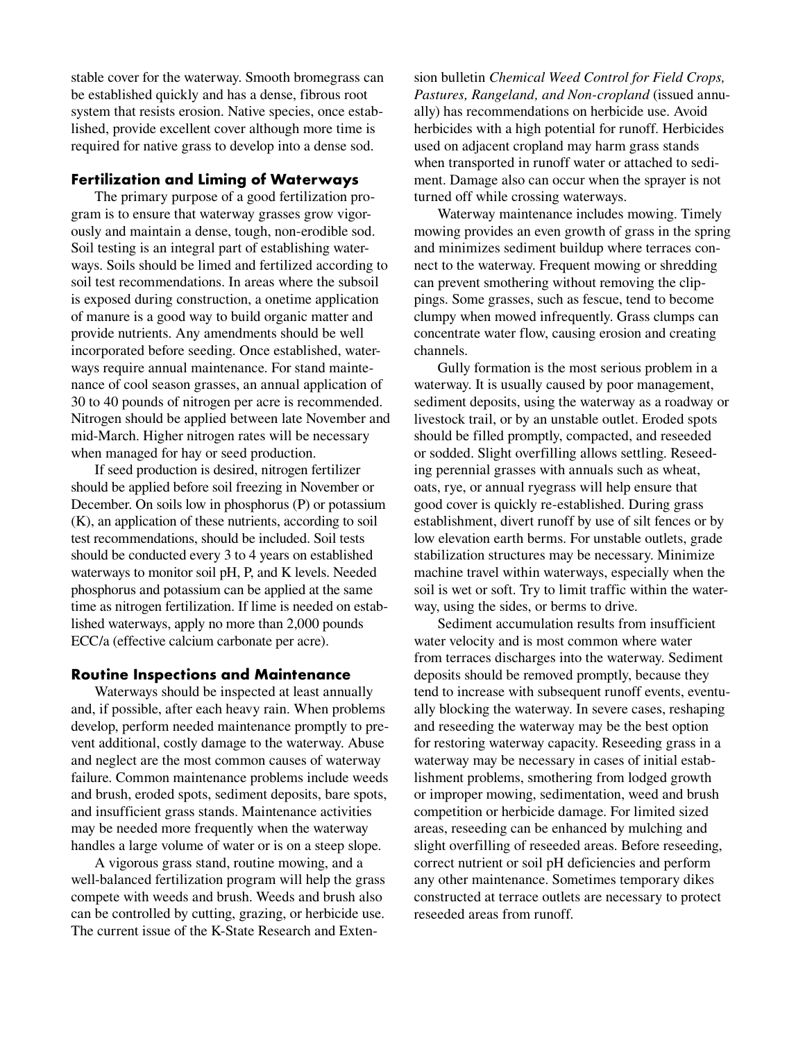stable cover for the waterway. Smooth bromegrass can be established quickly and has a dense, fibrous root system that resists erosion. Native species, once established, provide excellent cover although more time is required for native grass to develop into a dense sod.

## Fertilization and Liming of Waterways

The primary purpose of a good fertilization program is to ensure that waterway grasses grow vigorously and maintain a dense, tough, non-erodible sod. Soil testing is an integral part of establishing waterways. Soils should be limed and fertilized according to soil test recommendations. In areas where the subsoil is exposed during construction, a onetime application of manure is a good way to build organic matter and provide nutrients. Any amendments should be well incorporated before seeding. Once established, waterways require annual maintenance. For stand maintenance of cool season grasses, an annual application of 30 to 40 pounds of nitrogen per acre is recommended. Nitrogen should be applied between late November and mid-March. Higher nitrogen rates will be necessary when managed for hay or seed production.

If seed production is desired, nitrogen fertilizer should be applied before soil freezing in November or December. On soils low in phosphorus (P) or potassium (K), an application of these nutrients, according to soil test recommendations, should be included. Soil tests should be conducted every 3 to 4 years on established waterways to monitor soil pH, P, and K levels. Needed phosphorus and potassium can be applied at the same time as nitrogen fertilization. If lime is needed on established waterways, apply no more than 2,000 pounds ECC/a (effective calcium carbonate per acre).

## Routine Inspections and Maintenance

Waterways should be inspected at least annually and, if possible, after each heavy rain. When problems develop, perform needed maintenance promptly to prevent additional, costly damage to the waterway. Abuse and neglect are the most common causes of waterway failure. Common maintenance problems include weeds and brush, eroded spots, sediment deposits, bare spots, and insufficient grass stands. Maintenance activities may be needed more frequently when the waterway handles a large volume of water or is on a steep slope.

A vigorous grass stand, routine mowing, and a well-balanced fertilization program will help the grass compete with weeds and brush. Weeds and brush also can be controlled by cutting, grazing, or herbicide use. The current issue of the K-State Research and Extension bulletin *Chemical Weed Control for Field Crops, Pastures, Rangeland, and Non-cropland* (issued annually) has recommendations on herbicide use. Avoid herbicides with a high potential for runoff. Herbicides used on adjacent cropland may harm grass stands when transported in runoff water or attached to sediment. Damage also can occur when the sprayer is not turned off while crossing waterways.

Waterway maintenance includes mowing. Timely mowing provides an even growth of grass in the spring and minimizes sediment buildup where terraces connect to the waterway. Frequent mowing or shredding can prevent smothering without removing the clippings. Some grasses, such as fescue, tend to become clumpy when mowed infrequently. Grass clumps can concentrate water flow, causing erosion and creating channels.

Gully formation is the most serious problem in a waterway. It is usually caused by poor management, sediment deposits, using the waterway as a roadway or livestock trail, or by an unstable outlet. Eroded spots should be filled promptly, compacted, and reseeded or sodded. Slight overfilling allows settling. Reseeding perennial grasses with annuals such as wheat, oats, rye, or annual ryegrass will help ensure that good cover is quickly re-established. During grass establishment, divert runoff by use of silt fences or by low elevation earth berms. For unstable outlets, grade stabilization structures may be necessary. Minimize machine travel within waterways, especially when the soil is wet or soft. Try to limit traffic within the waterway, using the sides, or berms to drive.

Sediment accumulation results from insufficient water velocity and is most common where water from terraces discharges into the waterway. Sediment deposits should be removed promptly, because they tend to increase with subsequent runoff events, eventually blocking the waterway. In severe cases, reshaping and reseeding the waterway may be the best option for restoring waterway capacity. Reseeding grass in a waterway may be necessary in cases of initial establishment problems, smothering from lodged growth or improper mowing, sedimentation, weed and brush competition or herbicide damage. For limited sized areas, reseeding can be enhanced by mulching and slight overfilling of reseeded areas. Before reseeding, correct nutrient or soil pH deficiencies and perform any other maintenance. Sometimes temporary dikes constructed at terrace outlets are necessary to protect reseeded areas from runoff.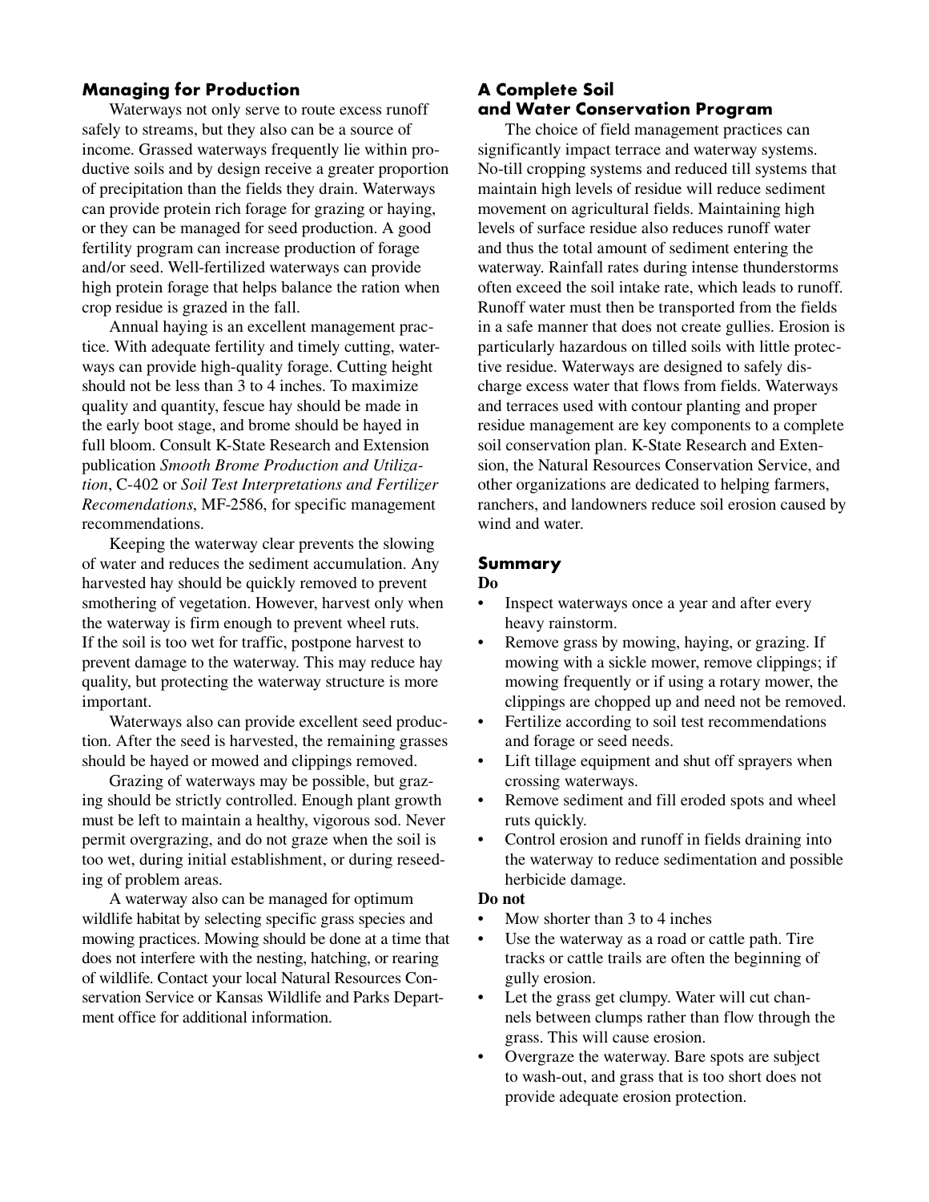## Managing for Production

Waterways not only serve to route excess runoff safely to streams, but they also can be a source of income. Grassed waterways frequently lie within productive soils and by design receive a greater proportion of precipitation than the fields they drain. Waterways can provide protein rich forage for grazing or haying, or they can be managed for seed production. A good fertility program can increase production of forage and/or seed. Well-fertilized waterways can provide high protein forage that helps balance the ration when crop residue is grazed in the fall.

Annual haying is an excellent management practice. With adequate fertility and timely cutting, waterways can provide high-quality forage. Cutting height should not be less than 3 to 4 inches. To maximize quality and quantity, fescue hay should be made in the early boot stage, and brome should be hayed in full bloom. Consult K-State Research and Extension publication *Smooth Brome Production and Utilization*, C-402 or *Soil Test Interpretations and Fertilizer Recomendations*, MF-2586, for specific management recommendations.

Keeping the waterway clear prevents the slowing of water and reduces the sediment accumulation. Any harvested hay should be quickly removed to prevent smothering of vegetation. However, harvest only when the waterway is firm enough to prevent wheel ruts. If the soil is too wet for traffic, postpone harvest to prevent damage to the waterway. This may reduce hay quality, but protecting the waterway structure is more important.

Waterways also can provide excellent seed production. After the seed is harvested, the remaining grasses should be hayed or mowed and clippings removed.

Grazing of waterways may be possible, but grazing should be strictly controlled. Enough plant growth must be left to maintain a healthy, vigorous sod. Never permit overgrazing, and do not graze when the soil is too wet, during initial establishment, or during reseeding of problem areas.

A waterway also can be managed for optimum wildlife habitat by selecting specific grass species and mowing practices. Mowing should be done at a time that does not interfere with the nesting, hatching, or rearing of wildlife. Contact your local Natural Resources Conservation Service or Kansas Wildlife and Parks Department office for additional information.

## A Complete Soil and Water Conservation Program

The choice of field management practices can significantly impact terrace and waterway systems. No-till cropping systems and reduced till systems that maintain high levels of residue will reduce sediment movement on agricultural fields. Maintaining high levels of surface residue also reduces runoff water and thus the total amount of sediment entering the waterway. Rainfall rates during intense thunderstorms often exceed the soil intake rate, which leads to runoff. Runoff water must then be transported from the fields in a safe manner that does not create gullies. Erosion is particularly hazardous on tilled soils with little protective residue. Waterways are designed to safely discharge excess water that flows from fields. Waterways and terraces used with contour planting and proper residue management are key components to a complete soil conservation plan. K-State Research and Extension, the Natural Resources Conservation Service, and other organizations are dedicated to helping farmers, ranchers, and landowners reduce soil erosion caused by wind and water.

## Summary

**Do**

- Inspect waterways once a year and after every heavy rainstorm.
- Remove grass by mowing, haying, or grazing. If mowing with a sickle mower, remove clippings; if mowing frequently or if using a rotary mower, the clippings are chopped up and need not be removed.
- Fertilize according to soil test recommendations and forage or seed needs.
- Lift tillage equipment and shut off sprayers when crossing waterways.
- Remove sediment and fill eroded spots and wheel ruts quickly.
- Control erosion and runoff in fields draining into the waterway to reduce sedimentation and possible herbicide damage.

**Do not**

- Mow shorter than 3 to 4 inches
- Use the waterway as a road or cattle path. Tire tracks or cattle trails are often the beginning of gully erosion.
- Let the grass get clumpy. Water will cut channels between clumps rather than flow through the grass. This will cause erosion.
- Overgraze the waterway. Bare spots are subject to wash-out, and grass that is too short does not provide adequate erosion protection.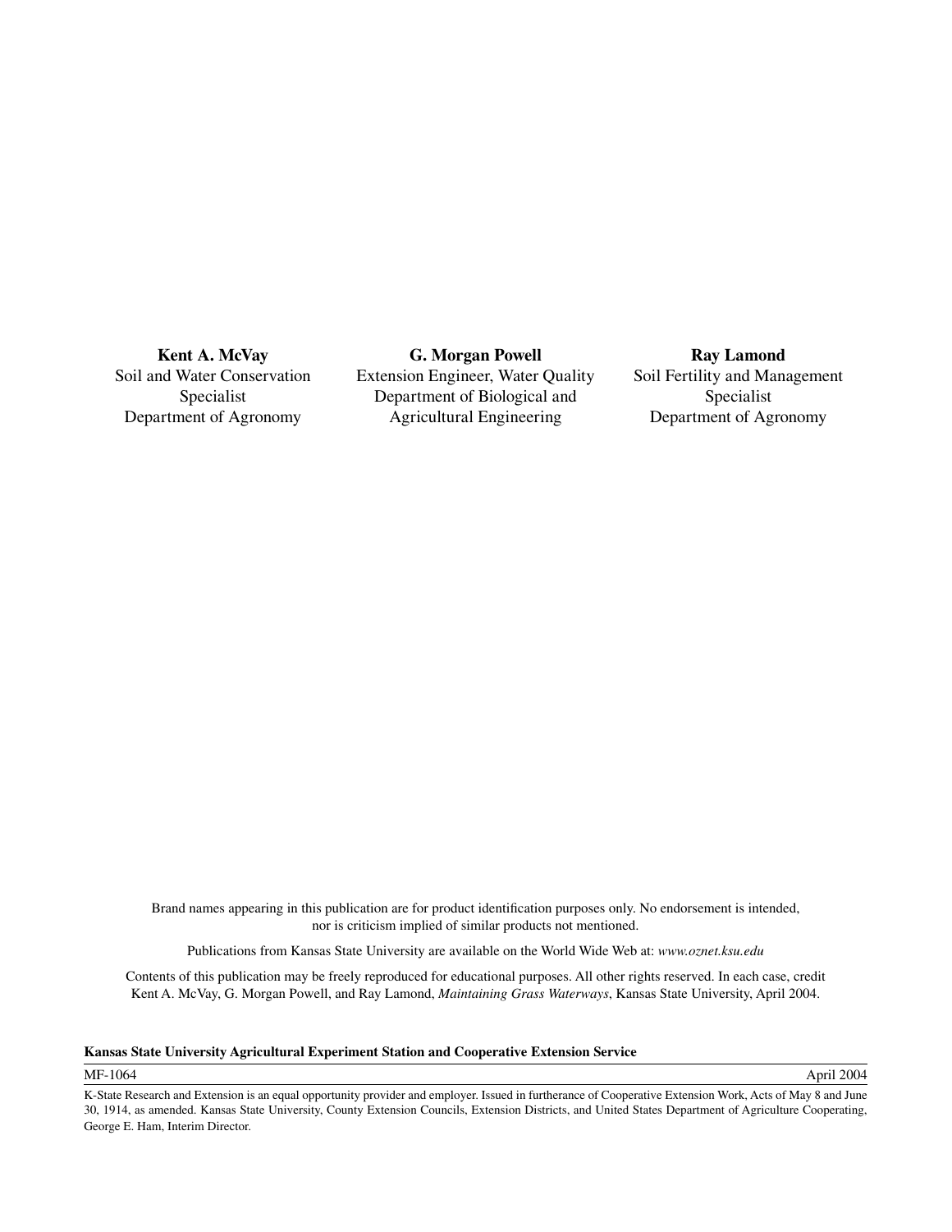**Kent A. McVay**
Soil and Water Conservation Specialist
Department of Agronomy

**G. Morgan Powell**
Extension Engineer, Water Quality
Department of Biological and Agricultural Engineering

**Ray Lamond**
Soil Fertility and Management Specialist
Department of Agronomy

Brand names appearing in this publication are for product identification purposes only. No endorsement is intended, nor is criticism implied of similar products not mentioned.

Publications from Kansas State University are available on the World Wide Web at: *www.oznet.ksu.edu*

Contents of this publication may be freely reproduced for educational purposes. All other rights reserved. In each case, credit Kent A. McVay, G. Morgan Powell, and Ray Lamond, *Maintaining Grass Waterways*, Kansas State University, April 2004.

**Kansas State University Agricultural Experiment Station and Cooperative Extension Service**

MF-1064 April 2004

K-State Research and Extension is an equal opportunity provider and employer. Issued in furtherance of Cooperative Extension Work, Acts of May 8 and June 30, 1914, as amended. Kansas State University, County Extension Councils, Extension Districts, and United States Department of Agriculture Cooperating, George E. Ham, Interim Director.